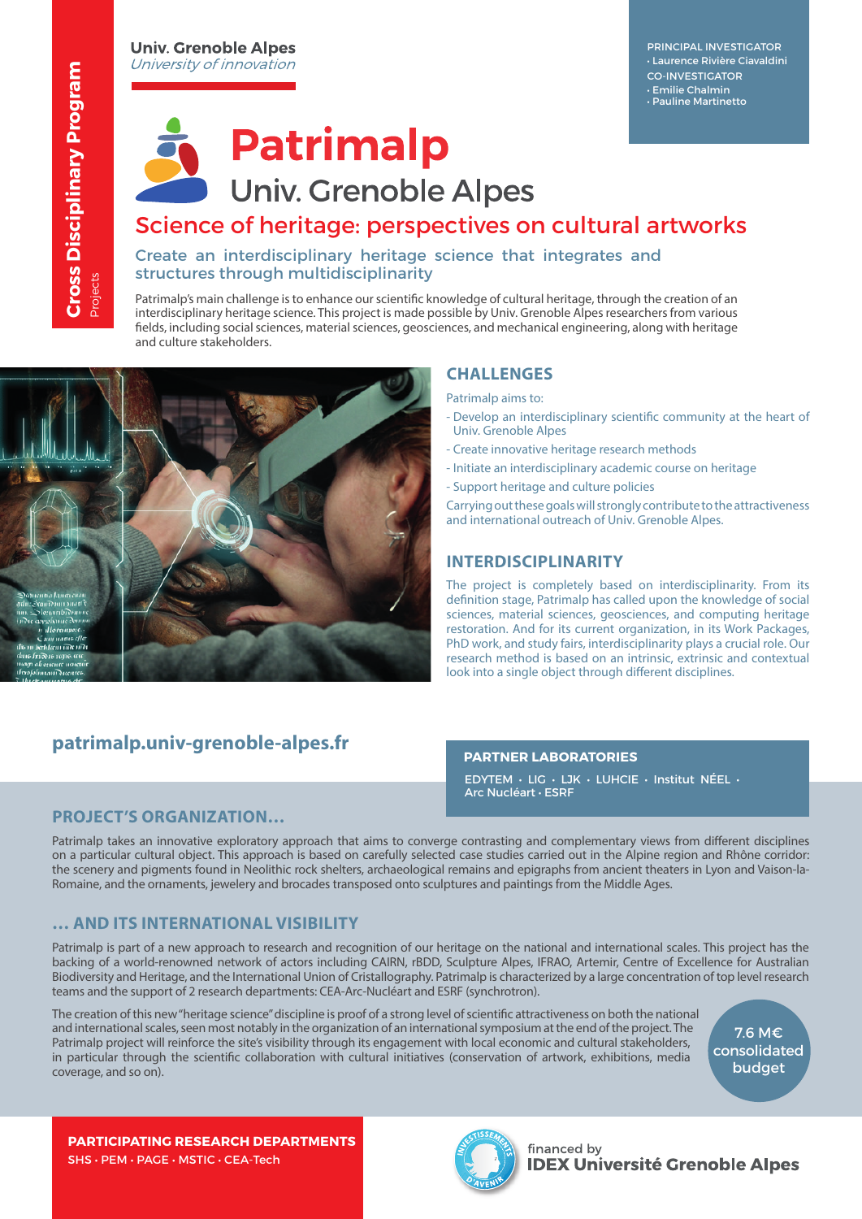Cross Disciplinary Program
Projects

**Univ. Grenoble Alpes**
*University of innovation*

PRINCIPAL INVESTIGATOR
· Laurence Rivière Ciavaldini
CO-INVESTIGATOR
· Emilie Chalmin
· Pauline Martinetto

# Patrimalp
Univ. Grenoble Alpes

## Science of heritage: perspectives on cultural artworks

### Create an interdisciplinary heritage science that integrates and structures through multidisciplinarity

Patrimalp's main challenge is to enhance our scientific knowledge of cultural heritage, through the creation of an interdisciplinary heritage science. This project is made possible by Univ. Grenoble Alpes researchers from various fields, including social sciences, material sciences, geosciences, and mechanical engineering, along with heritage and culture stakeholders.

## CHALLENGES

Patrimalp aims to:

- Develop an interdisciplinary scientific community at the heart of Univ. Grenoble Alpes
- Create innovative heritage research methods
- Initiate an interdisciplinary academic course on heritage
- Support heritage and culture policies

Carrying out these goals will strongly contribute to the attractiveness and international outreach of Univ. Grenoble Alpes.

## INTERDISCIPLINARITY

The project is completely based on interdisciplinarity. From its definition stage, Patrimalp has called upon the knowledge of social sciences, material sciences, geosciences, and computing heritage restoration. And for its current organization, in its Work Packages, PhD work, and study fairs, interdisciplinarity plays a crucial role. Our research method is based on an intrinsic, extrinsic and contextual look into a single object through different disciplines.

**patrimalp.univ-grenoble-alpes.fr**

## PARTNER LABORATORIES

EDYTEM · LIG · LJK · LUHCIE · Institut NÉEL · Arc Nucléart · ESRF

## PROJECT'S ORGANIZATION...

Patrimalp takes an innovative exploratory approach that aims to converge contrasting and complementary views from different disciplines on a particular cultural object. This approach is based on carefully selected case studies carried out in the Alpine region and Rhône corridor: the scenery and pigments found in Neolithic rock shelters, archaeological remains and epigraphs from ancient theaters in Lyon and Vaison-la-Romaine, and the ornaments, jewelery and brocades transposed onto sculptures and paintings from the Middle Ages.

## ... AND ITS INTERNATIONAL VISIBILITY

Patrimalp is part of a new approach to research and recognition of our heritage on the national and international scales. This project has the backing of a world-renowned network of actors including CAIRN, rBDD, Sculpture Alpes, IFRAO, Artemir, Centre of Excellence for Australian Biodiversity and Heritage, and the International Union of Cristallography. Patrimalp is characterized by a large concentration of top level research teams and the support of 2 research departments: CEA-Arc-Nucléart and ESRF (synchrotron).

The creation of this new "heritage science" discipline is proof of a strong level of scientific attractiveness on both the national and international scales, seen most notably in the organization of an international symposium at the end of the project. The Patrimalp project will reinforce the site's visibility through its engagement with local economic and cultural stakeholders, in particular through the scientific collaboration with cultural initiatives (conservation of artwork, exhibitions, media coverage, and so on).

**7.6 M€ consolidated budget**

## PARTICIPATING RESEARCH DEPARTMENTS

SHS · PEM · PAGE · MSTIC · CEA-Tech

financed by
**IDEX Université Grenoble Alpes**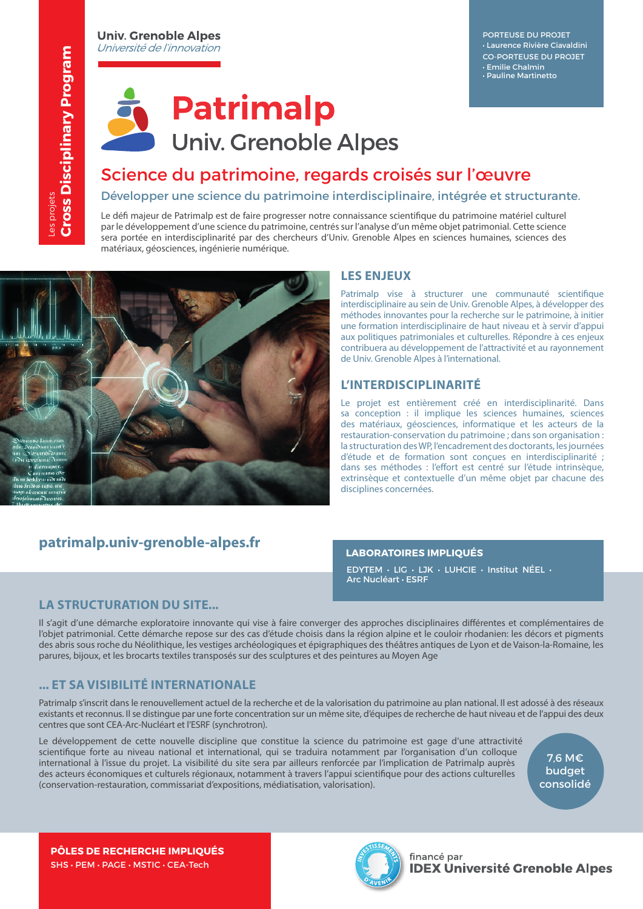Les projets **Cross Disciplinary Program**

**Univ. Grenoble Alpes**
*Université de l'innovation*

PORTEUSE DU PROJET
· Laurence Rivière Ciavaldini
CO-PORTEUSE DU PROJET
· Emilie Chalmin
· Pauline Martinetto

# Patrimalp
Univ. Grenoble Alpes

## Science du patrimoine, regards croisés sur l'œuvre

### Développer une science du patrimoine interdisciplinaire, intégrée et structurante.

Le défi majeur de Patrimalp est de faire progresser notre connaissance scientifique du patrimoine matériel culturel par le développement d'une science du patrimoine, centrés sur l'analyse d'un même objet patrimonial. Cette science sera portée en interdisciplinarité par des chercheurs d'Univ. Grenoble Alpes en sciences humaines, sciences des matériaux, géosciences, ingénierie numérique.

## LES ENJEUX

Patrimalp vise à structurer une communauté scientifique interdisciplinaire au sein de Univ. Grenoble Alpes, à développer des méthodes innovantes pour la recherche sur le patrimoine, à initier une formation interdisciplinaire de haut niveau et à servir d'appui aux politiques patrimoniales et culturelles. Répondre à ces enjeux contribuera au développement de l'attractivité et au rayonnement de Univ. Grenoble Alpes à l'international.

## L'INTERDISCIPLINARITÉ

Le projet est entièrement créé en interdisciplinarité. Dans sa conception : il implique les sciences humaines, sciences des matériaux, géosciences, informatique et les acteurs de la restauration-conservation du patrimoine ; dans son organisation : la structuration des WP, l'encadrement des doctorants, les journées d'étude et de formation sont conçues en interdisciplinarité ; dans ses méthodes : l'effort est centré sur l'étude intrinsèque, extrinsèque et contextuelle d'un même objet par chacune des disciplines concernées.

**patrimalp.univ-grenoble-alpes.fr**

**LABORATOIRES IMPLIQUÉS**
EDYTEM · LIG · LJK · LUHCIE · Institut NÉEL · Arc Nucléart · ESRF

## LA STRUCTURATION DU SITE...

Il s'agit d'une démarche exploratoire innovante qui vise à faire converger des approches disciplinaires différentes et complémentaires de l'objet patrimonial. Cette démarche repose sur des cas d'étude choisis dans la région alpine et le couloir rhodanien: les décors et pigments des abris sous roche du Néolithique, les vestiges archéologiques et épigraphiques des théâtres antiques de Lyon et de Vaison-la-Romaine, les parures, bijoux, et les brocarts textiles transposés sur des sculptures et des peintures au Moyen Age

## ... ET SA VISIBILITÉ INTERNATIONALE

Patrimalp s'inscrit dans le renouvellement actuel de la recherche et de la valorisation du patrimoine au plan national. Il est adossé à des réseaux existants et reconnus. Il se distingue par une forte concentration sur un même site, d'équipes de recherche de haut niveau et de l'appui des deux centres que sont CEA-Arc-Nucléart et l'ESRF (synchrotron).

Le développement de cette nouvelle discipline que constitue la science du patrimoine est gage d'une attractivité scientifique forte au niveau national et international, qui se traduira notamment par l'organisation d'un colloque international à l'issue du projet. La visibilité du site sera par ailleurs renforcée par l'implication de Patrimalp auprès des acteurs économiques et culturels régionaux, notamment à travers l'appui scientifique pour des actions culturelles (conservation-restauration, commissariat d'expositions, médiatisation, valorisation).

7,6 M€ budget consolidé

**PÔLES DE RECHERCHE IMPLIQUÉS**
SHS · PEM · PAGE · MSTIC · CEA-Tech

financé par
**IDEX Université Grenoble Alpes**